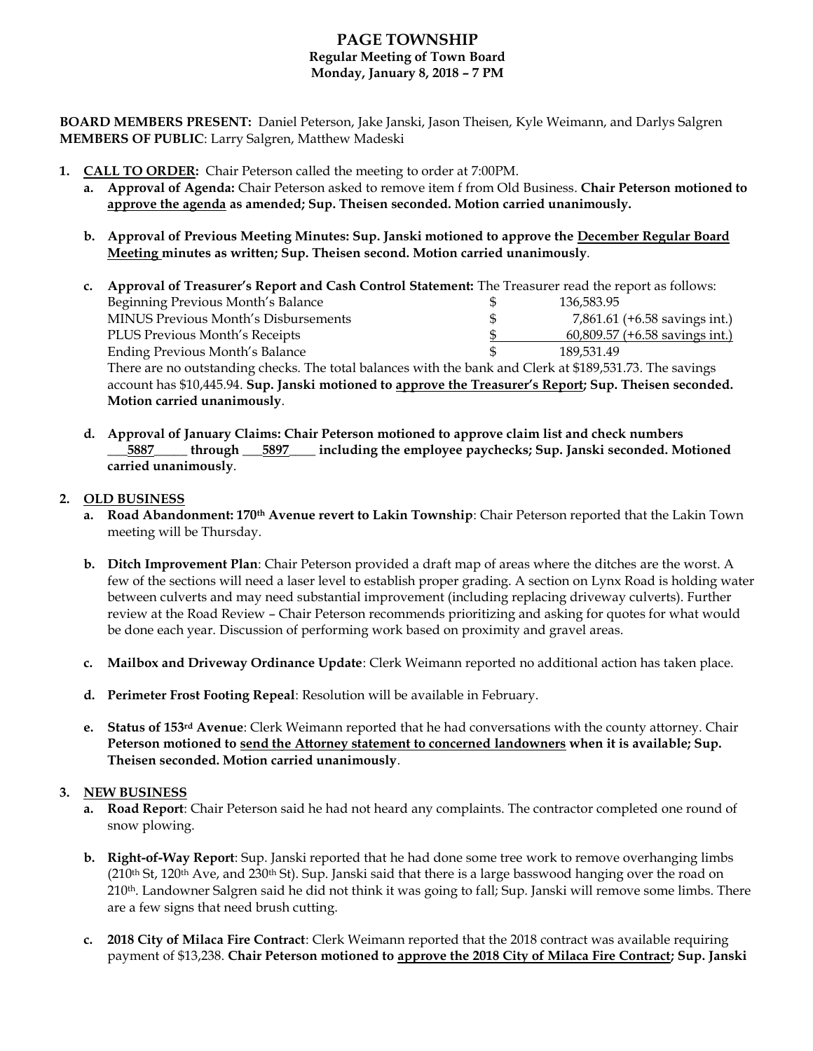# PAGE TOWNSHIP

**Regular Meeting of Town Board**
**Monday, January 8, 2018 – 7 PM**

**BOARD MEMBERS PRESENT:** Daniel Peterson, Jake Janski, Jason Theisen, Kyle Weimann, and Darlys Salgren
**MEMBERS OF PUBLIC**: Larry Salgren, Matthew Madeski

1. **CALL TO ORDER:** Chair Peterson called the meeting to order at 7:00PM.
   a. **Approval of Agenda:** Chair Peterson asked to remove item f from Old Business. **Chair Peterson motioned to approve the agenda as amended; Sup. Theisen seconded. Motion carried unanimously.**

   b. **Approval of Previous Meeting Minutes: Sup. Janski motioned to approve the December Regular Board Meeting minutes as written; Sup. Theisen second. Motion carried unanimously**.

   c. **Approval of Treasurer's Report and Cash Control Statement:** The Treasurer read the report as follows:

   | | | |
   |---|---|---|
   | Beginning Previous Month's Balance | $ | 136,583.95 |
   | MINUS Previous Month's Disbursements | $ | 7,861.61 (+6.58 savings int.) |
   | PLUS Previous Month's Receipts | $ | 60,809.57 (+6.58 savings int.) |
   | Ending Previous Month's Balance | $ | 189,531.49 |

   There are no outstanding checks. The total balances with the bank and Clerk at $189,531.73. The savings account has $10,445.94. **Sup. Janski motioned to approve the Treasurer's Report; Sup. Theisen seconded. Motion carried unanimously**.

   d. **Approval of January Claims: Chair Peterson motioned to approve claim list and check numbers \_\_\_5887\_\_\_\_\_ through \_\_\_5897\_\_\_\_ including the employee paychecks; Sup. Janski seconded. Motioned carried unanimously**.

2. **OLD BUSINESS**
   a. **Road Abandonment: 170th Avenue revert to Lakin Township**: Chair Peterson reported that the Lakin Town meeting will be Thursday.

   b. **Ditch Improvement Plan**: Chair Peterson provided a draft map of areas where the ditches are the worst. A few of the sections will need a laser level to establish proper grading. A section on Lynx Road is holding water between culverts and may need substantial improvement (including replacing driveway culverts). Further review at the Road Review – Chair Peterson recommends prioritizing and asking for quotes for what would be done each year. Discussion of performing work based on proximity and gravel areas.

   c. **Mailbox and Driveway Ordinance Update**: Clerk Weimann reported no additional action has taken place.

   d. **Perimeter Frost Footing Repeal**: Resolution will be available in February.

   e. **Status of 153rd Avenue**: Clerk Weimann reported that he had conversations with the county attorney. Chair **Peterson motioned to send the Attorney statement to concerned landowners when it is available; Sup. Theisen seconded. Motion carried unanimously**.

3. **NEW BUSINESS**
   a. **Road Report**: Chair Peterson said he had not heard any complaints. The contractor completed one round of snow plowing.

   b. **Right-of-Way Report**: Sup. Janski reported that he had done some tree work to remove overhanging limbs (210th St, 120th Ave, and 230th St). Sup. Janski said that there is a large basswood hanging over the road on 210th. Landowner Salgren said he did not think it was going to fall; Sup. Janski will remove some limbs. There are a few signs that need brush cutting.

   c. **2018 City of Milaca Fire Contract**: Clerk Weimann reported that the 2018 contract was available requiring payment of $13,238. **Chair Peterson motioned to approve the 2018 City of Milaca Fire Contract; Sup. Janski**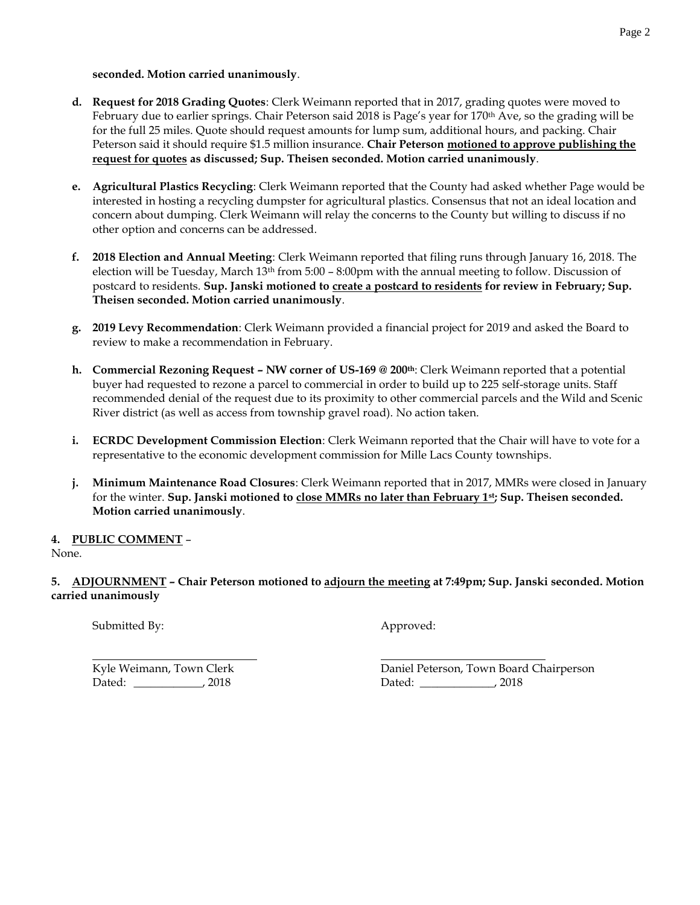**seconded. Motion carried unanimously**.

d. **Request for 2018 Grading Quotes**: Clerk Weimann reported that in 2017, grading quotes were moved to February due to earlier springs. Chair Peterson said 2018 is Page's year for 170th Ave, so the grading will be for the full 25 miles. Quote should request amounts for lump sum, additional hours, and packing. Chair Peterson said it should require $1.5 million insurance. **Chair Peterson <u>motioned to approve publishing the request for quotes</u> as discussed; Sup. Theisen seconded. Motion carried unanimously**.

e. **Agricultural Plastics Recycling**: Clerk Weimann reported that the County had asked whether Page would be interested in hosting a recycling dumpster for agricultural plastics. Consensus that not an ideal location and concern about dumping. Clerk Weimann will relay the concerns to the County but willing to discuss if no other option and concerns can be addressed.

f. **2018 Election and Annual Meeting**: Clerk Weimann reported that filing runs through January 16, 2018. The election will be Tuesday, March 13th from 5:00 – 8:00pm with the annual meeting to follow. Discussion of postcard to residents. **Sup. Janski motioned to <u>create a postcard to residents</u> for review in February; Sup. Theisen seconded. Motion carried unanimously**.

g. **2019 Levy Recommendation**: Clerk Weimann provided a financial project for 2019 and asked the Board to review to make a recommendation in February.

h. **Commercial Rezoning Request – NW corner of US-169 @ 200th**: Clerk Weimann reported that a potential buyer had requested to rezone a parcel to commercial in order to build up to 225 self-storage units. Staff recommended denial of the request due to its proximity to other commercial parcels and the Wild and Scenic River district (as well as access from township gravel road). No action taken.

i. **ECRDC Development Commission Election**: Clerk Weimann reported that the Chair will have to vote for a representative to the economic development commission for Mille Lacs County townships.

j. **Minimum Maintenance Road Closures**: Clerk Weimann reported that in 2017, MMRs were closed in January for the winter. **Sup. Janski motioned to <u>close MMRs no later than February 1st</u>; Sup. Theisen seconded. Motion carried unanimously**.

**4. <u>PUBLIC COMMENT</u>** –
None.

**5. <u>ADJOURNMENT</u> – Chair Peterson motioned to <u>adjourn the meeting</u> at 7:49pm; Sup. Janski seconded. Motion carried unanimously**

Submitted By:

______________________________
Kyle Weimann, Town Clerk
Dated: ____________, 2018

Approved:

______________________________
Daniel Peterson, Town Board Chairperson
Dated: _____________, 2018